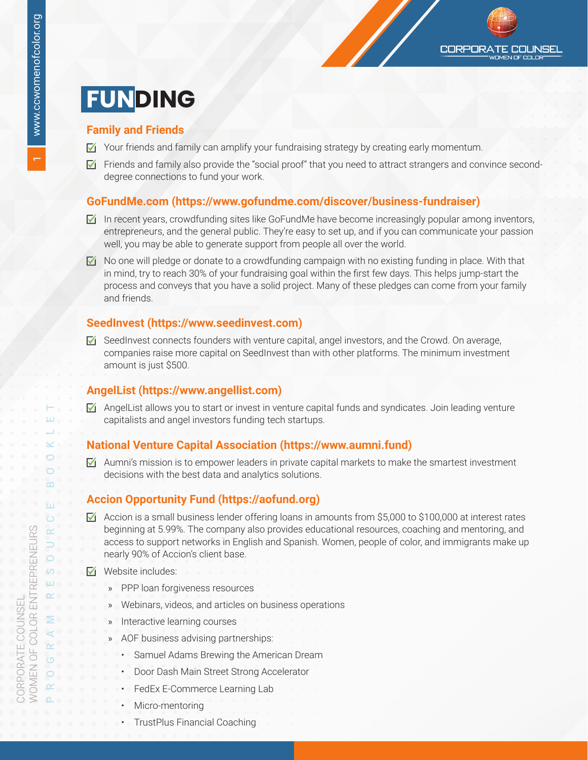# FUNDING

## Family and Friends

- Your friends and family can amplify your fundraising strategy by creating early momentum.
- Friends and family also provide the "social proof" that you need to attract strangers and convince second-degree connections to fund your work.

## GoFundMe.com (https://www.gofundme.com/discover/business-fundraiser)

- In recent years, crowdfunding sites like GoFundMe have become increasingly popular among inventors, entrepreneurs, and the general public. They're easy to set up, and if you can communicate your passion well, you may be able to generate support from people all over the world.
- No one will pledge or donate to a crowdfunding campaign with no existing funding in place. With that in mind, try to reach 30% of your fundraising goal within the first few days. This helps jump-start the process and conveys that you have a solid project. Many of these pledges can come from your family and friends.

## SeedInvest (https://www.seedinvest.com)

- SeedInvest connects founders with venture capital, angel investors, and the Crowd. On average, companies raise more capital on SeedInvest than with other platforms. The minimum investment amount is just $500.

## AngelList (https://www.angellist.com)

- AngelList allows you to start or invest in venture capital funds and syndicates. Join leading venture capitalists and angel investors funding tech startups.

## National Venture Capital Association (https://www.aumni.fund)

- Aumni's mission is to empower leaders in private capital markets to make the smartest investment decisions with the best data and analytics solutions.

## Accion Opportunity Fund (https://aofund.org)

- Accion is a small business lender offering loans in amounts from $5,000 to $100,000 at interest rates beginning at 5.99%. The company also provides educational resources, coaching and mentoring, and access to support networks in English and Spanish. Women, people of color, and immigrants make up nearly 90% of Accion's client base.
- Website includes:
  - PPP loan forgiveness resources
  - Webinars, videos, and articles on business operations
  - Interactive learning courses
  - AOF business advising partnerships:
    - Samuel Adams Brewing the American Dream
    - Door Dash Main Street Strong Accelerator
    - FedEx E-Commerce Learning Lab
    - Micro-mentoring
    - TrustPlus Financial Coaching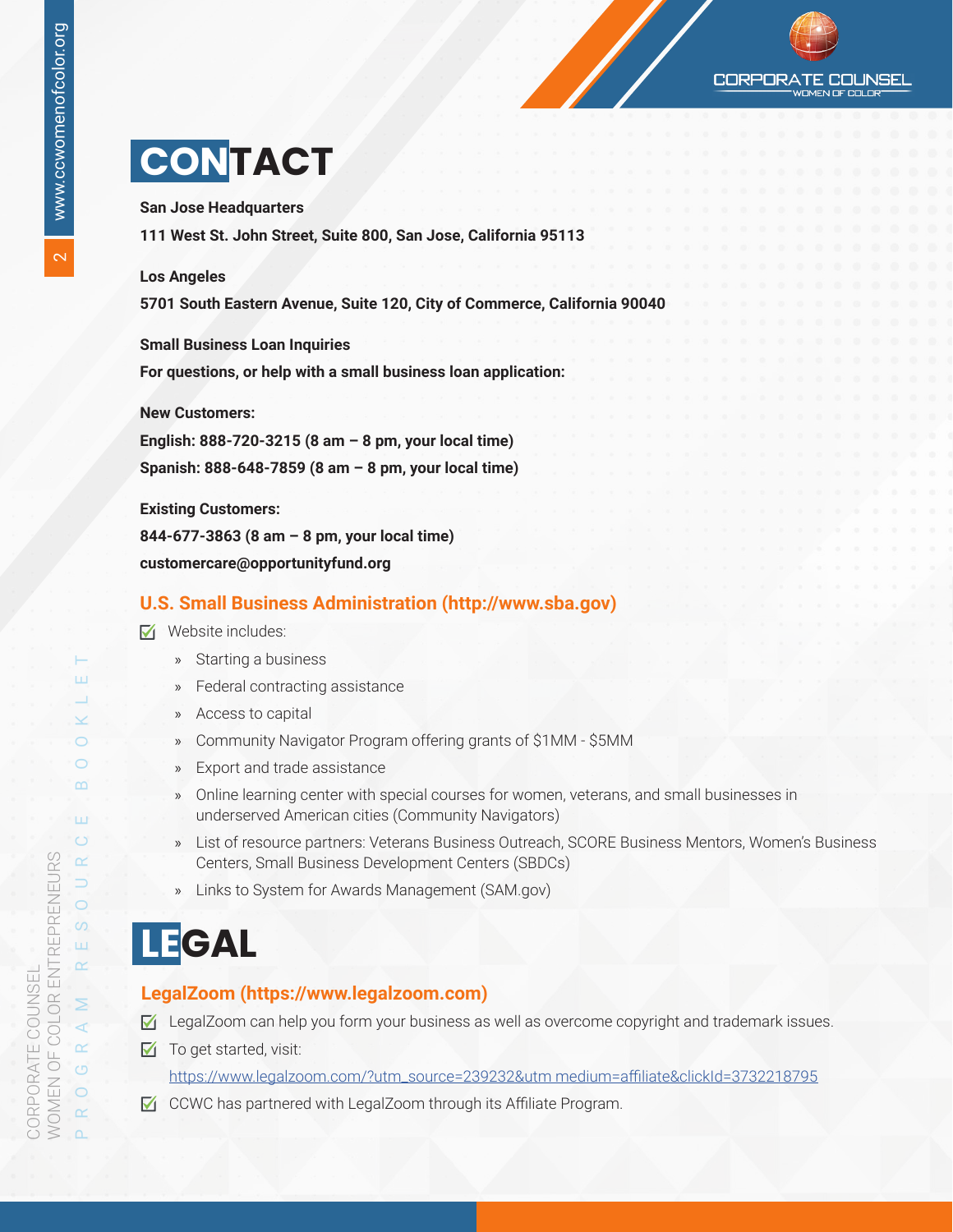# CONTACT

**San Jose Headquarters**

**111 West St. John Street, Suite 800, San Jose, California 95113**

**Los Angeles**

**5701 South Eastern Avenue, Suite 120, City of Commerce, California 90040**

**Small Business Loan Inquiries**

**For questions, or help with a small business loan application:**

**New Customers:**

**English: 888-720-3215 (8 am – 8 pm, your local time)**

**Spanish: 888-648-7859 (8 am – 8 pm, your local time)**

**Existing Customers:**

**844-677-3863 (8 am – 8 pm, your local time)**

**customercare@opportunityfund.org**

### U.S. Small Business Administration (http://www.sba.gov)

- Website includes:
  - Starting a business
  - Federal contracting assistance
  - Access to capital
  - Community Navigator Program offering grants of $1MM - $5MM
  - Export and trade assistance
  - Online learning center with special courses for women, veterans, and small businesses in underserved American cities (Community Navigators)
  - List of resource partners: Veterans Business Outreach, SCORE Business Mentors, Women's Business Centers, Small Business Development Centers (SBDCs)
  - Links to System for Awards Management (SAM.gov)

# LEGAL

### LegalZoom (https://www.legalzoom.com)

- LegalZoom can help you form your business as well as overcome copyright and trademark issues.
- To get started, visit:
  https://www.legalzoom.com/?utm_source=239232&utm_medium=affiliate&clickId=3732218795
- CCWC has partnered with LegalZoom through its Affiliate Program.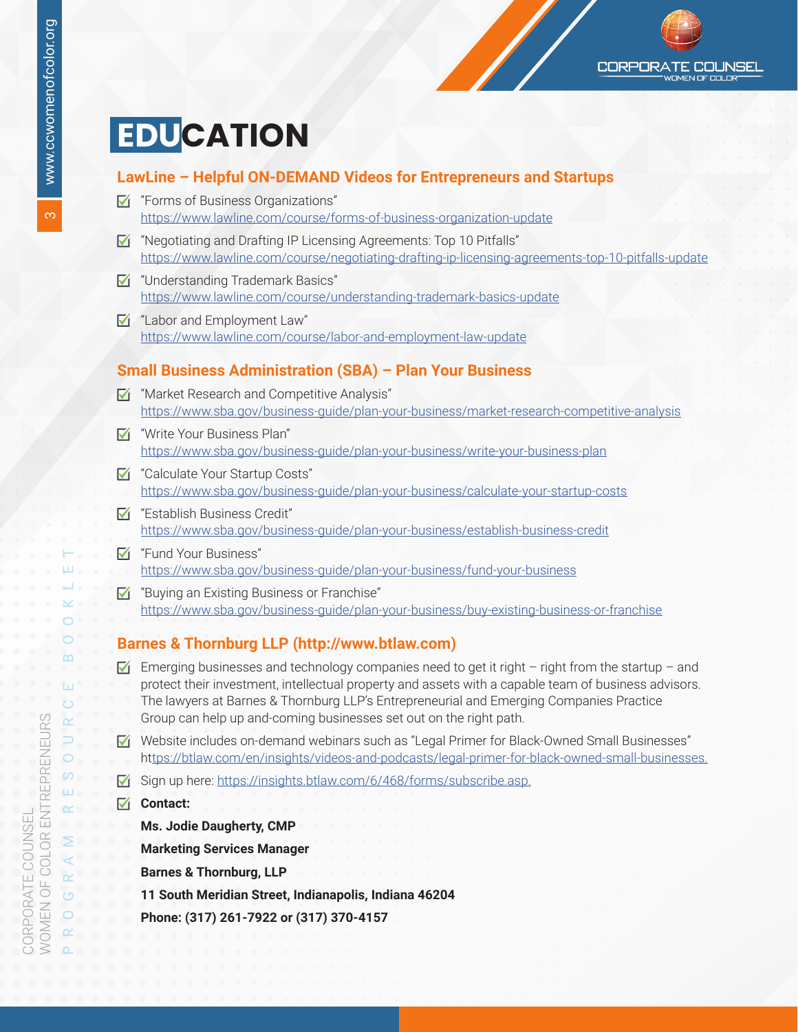# EDUCATION

## LawLine – Helpful ON-DEMAND Videos for Entrepreneurs and Startups

- "Forms of Business Organizations"
  https://www.lawline.com/course/forms-of-business-organization-update
- "Negotiating and Drafting IP Licensing Agreements: Top 10 Pitfalls"
  https://www.lawline.com/course/negotiating-drafting-ip-licensing-agreements-top-10-pitfalls-update
- "Understanding Trademark Basics"
  https://www.lawline.com/course/understanding-trademark-basics-update
- "Labor and Employment Law"
  https://www.lawline.com/course/labor-and-employment-law-update

## Small Business Administration (SBA) – Plan Your Business

- "Market Research and Competitive Analysis"
  https://www.sba.gov/business-guide/plan-your-business/market-research-competitive-analysis
- "Write Your Business Plan"
  https://www.sba.gov/business-guide/plan-your-business/write-your-business-plan
- "Calculate Your Startup Costs"
  https://www.sba.gov/business-guide/plan-your-business/calculate-your-startup-costs
- "Establish Business Credit"
  https://www.sba.gov/business-guide/plan-your-business/establish-business-credit
- "Fund Your Business"
  https://www.sba.gov/business-guide/plan-your-business/fund-your-business
- "Buying an Existing Business or Franchise"
  https://www.sba.gov/business-guide/plan-your-business/buy-existing-business-or-franchise

## Barnes & Thornburg LLP (http://www.btlaw.com)

- Emerging businesses and technology companies need to get it right – right from the startup – and protect their investment, intellectual property and assets with a capable team of business advisors. The lawyers at Barnes & Thornburg LLP's Entrepreneurial and Emerging Companies Practice Group can help up and-coming businesses set out on the right path.
- Website includes on-demand webinars such as "Legal Primer for Black-Owned Small Businesses"
  https://btlaw.com/en/insights/videos-and-podcasts/legal-primer-for-black-owned-small-businesses.
- Sign up here: https://insights.btlaw.com/6/468/forms/subscribe.asp.
- **Contact:**

  **Ms. Jodie Daugherty, CMP**

  **Marketing Services Manager**

  **Barnes & Thornburg, LLP**

  **11 South Meridian Street, Indianapolis, Indiana 46204**

  **Phone: (317) 261-7922 or (317) 370-4157**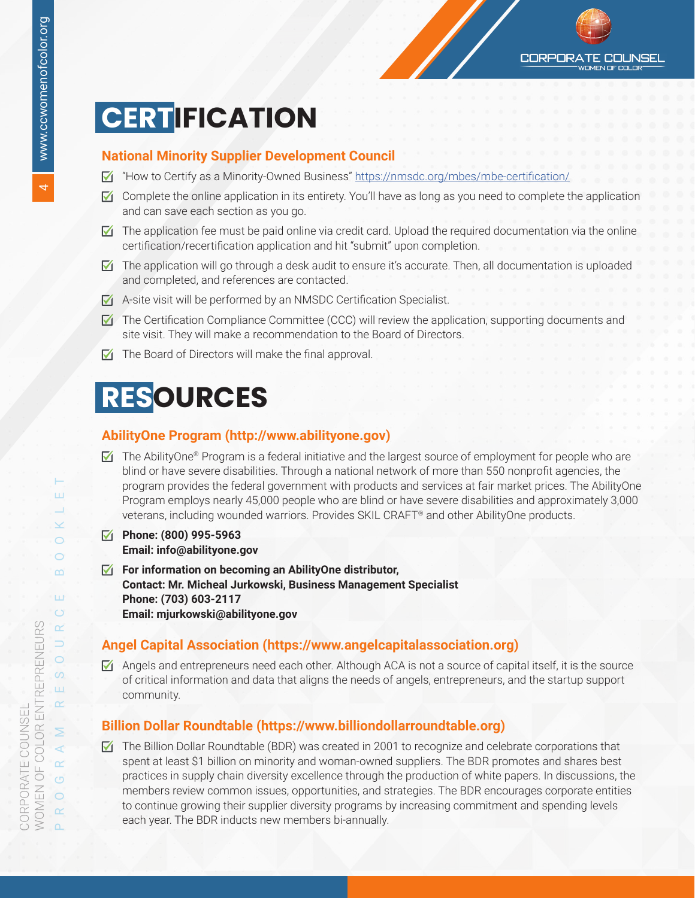# CERTIFICATION

### National Minority Supplier Development Council

- "How to Certify as a Minority-Owned Business" https://nmsdc.org/mbes/mbe-certification/
- Complete the online application in its entirety. You'll have as long as you need to complete the application and can save each section as you go.
- The application fee must be paid online via credit card. Upload the required documentation via the online certification/recertification application and hit "submit" upon completion.
- The application will go through a desk audit to ensure it's accurate. Then, all documentation is uploaded and completed, and references are contacted.
- A-site visit will be performed by an NMSDC Certification Specialist.
- The Certification Compliance Committee (CCC) will review the application, supporting documents and site visit. They will make a recommendation to the Board of Directors.
- The Board of Directors will make the final approval.

# RESOURCES

### AbilityOne Program (http://www.abilityone.gov)

- The AbilityOne® Program is a federal initiative and the largest source of employment for people who are blind or have severe disabilities. Through a national network of more than 550 nonprofit agencies, the program provides the federal government with products and services at fair market prices. The AbilityOne Program employs nearly 45,000 people who are blind or have severe disabilities and approximately 3,000 veterans, including wounded warriors. Provides SKIL CRAFT® and other AbilityOne products.
- **Phone: (800) 995-5963**
  **Email: info@abilityone.gov**
- **For information on becoming an AbilityOne distributor,**
  **Contact: Mr. Micheal Jurkowski, Business Management Specialist**
  **Phone: (703) 603-2117**
  **Email: mjurkowski@abilityone.gov**

### Angel Capital Association (https://www.angelcapitalassociation.org)

- Angels and entrepreneurs need each other. Although ACA is not a source of capital itself, it is the source of critical information and data that aligns the needs of angels, entrepreneurs, and the startup support community.

### Billion Dollar Roundtable (https://www.billiondollarroundtable.org)

- The Billion Dollar Roundtable (BDR) was created in 2001 to recognize and celebrate corporations that spent at least $1 billion on minority and woman-owned suppliers. The BDR promotes and shares best practices in supply chain diversity excellence through the production of white papers. In discussions, the members review common issues, opportunities, and strategies. The BDR encourages corporate entities to continue growing their supplier diversity programs by increasing commitment and spending levels each year. The BDR inducts new members bi-annually.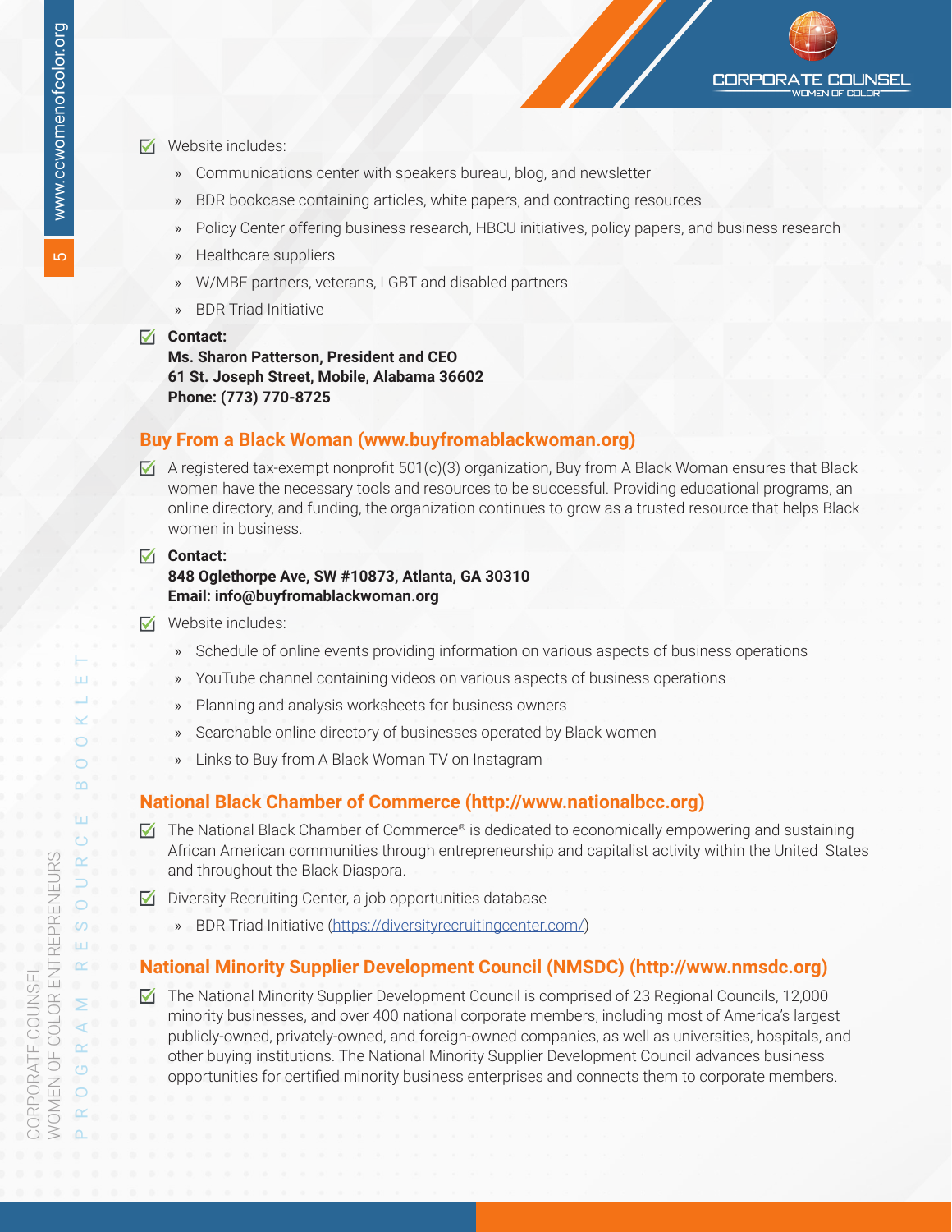- Website includes:
  - Communications center with speakers bureau, blog, and newsletter
  - BDR bookcase containing articles, white papers, and contracting resources
  - Policy Center offering business research, HBCU initiatives, policy papers, and business research
  - Healthcare suppliers
  - W/MBE partners, veterans, LGBT and disabled partners
  - BDR Triad Initiative
- **Contact:**
  **Ms. Sharon Patterson, President and CEO**
  **61 St. Joseph Street, Mobile, Alabama 36602**
  **Phone: (773) 770-8725**

## Buy From a Black Woman (www.buyfromablackwoman.org)

- A registered tax-exempt nonprofit 501(c)(3) organization, Buy from A Black Woman ensures that Black women have the necessary tools and resources to be successful. Providing educational programs, an online directory, and funding, the organization continues to grow as a trusted resource that helps Black women in business.
- **Contact:**
  **848 Oglethorpe Ave, SW #10873, Atlanta, GA 30310**
  **Email: info@buyfromablackwoman.org**
- Website includes:
  - Schedule of online events providing information on various aspects of business operations
  - YouTube channel containing videos on various aspects of business operations
  - Planning and analysis worksheets for business owners
  - Searchable online directory of businesses operated by Black women
  - Links to Buy from A Black Woman TV on Instagram

## National Black Chamber of Commerce (http://www.nationalbcc.org)

- The National Black Chamber of Commerce® is dedicated to economically empowering and sustaining African American communities through entrepreneurship and capitalist activity within the United States and throughout the Black Diaspora.
- Diversity Recruiting Center, a job opportunities database
  - BDR Triad Initiative (https://diversityrecruitingcenter.com/)

## National Minority Supplier Development Council (NMSDC) (http://www.nmsdc.org)

- The National Minority Supplier Development Council is comprised of 23 Regional Councils, 12,000 minority businesses, and over 400 national corporate members, including most of America's largest publicly-owned, privately-owned, and foreign-owned companies, as well as universities, hospitals, and other buying institutions. The National Minority Supplier Development Council advances business opportunities for certified minority business enterprises and connects them to corporate members.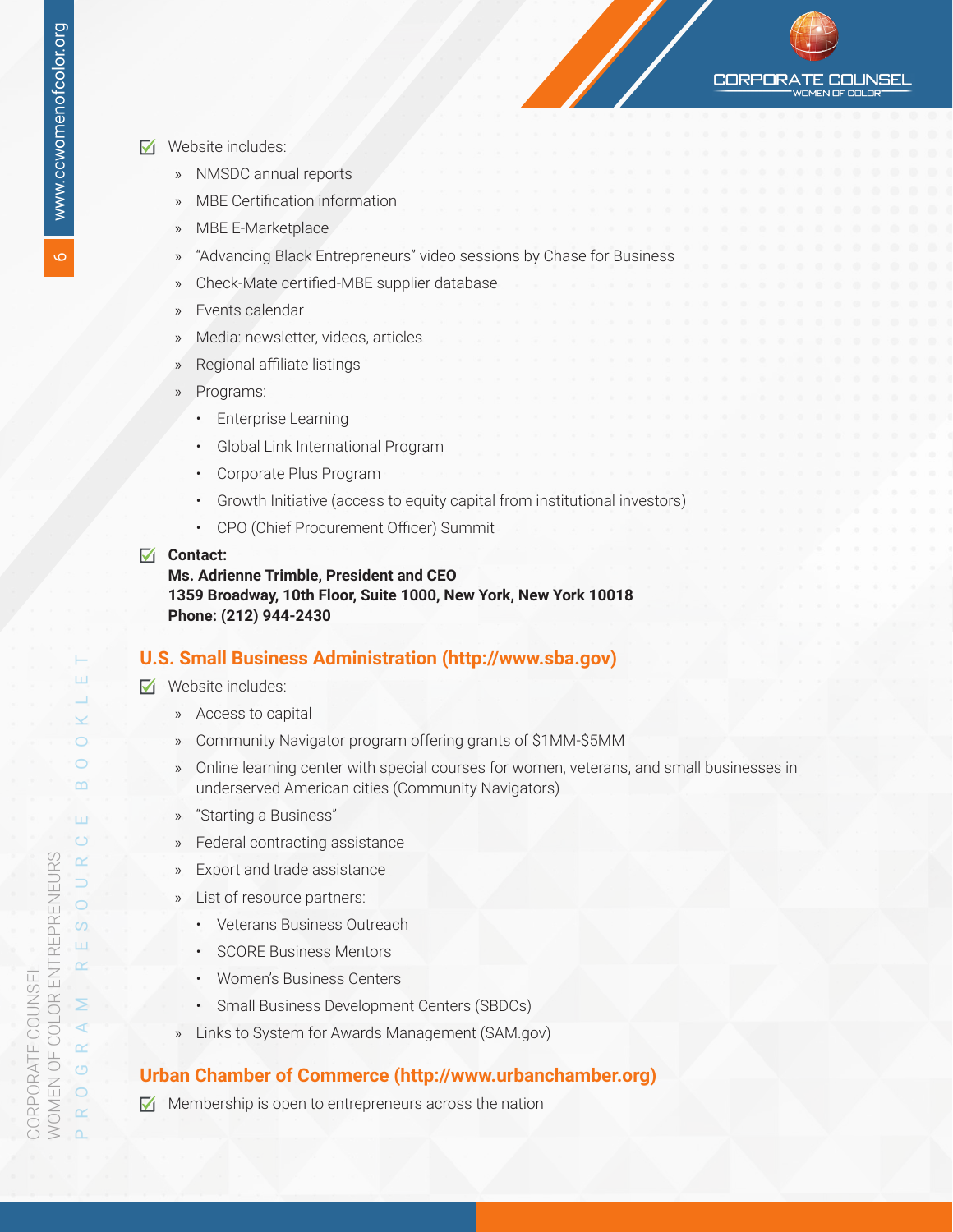- Website includes:
  - NMSDC annual reports
  - MBE Certification information
  - MBE E-Marketplace
  - "Advancing Black Entrepreneurs" video sessions by Chase for Business
  - Check-Mate certified-MBE supplier database
  - Events calendar
  - Media: newsletter, videos, articles
  - Regional affiliate listings
  - Programs:
    - Enterprise Learning
    - Global Link International Program
    - Corporate Plus Program
    - Growth Initiative (access to equity capital from institutional investors)
    - CPO (Chief Procurement Officer) Summit
- **Contact:**
  **Ms. Adrienne Trimble, President and CEO**
  **1359 Broadway, 10th Floor, Suite 1000, New York, New York 10018**
  **Phone: (212) 944-2430**

## U.S. Small Business Administration (http://www.sba.gov)

- Website includes:
  - Access to capital
  - Community Navigator program offering grants of $1MM-$5MM
  - Online learning center with special courses for women, veterans, and small businesses in underserved American cities (Community Navigators)
  - "Starting a Business"
  - Federal contracting assistance
  - Export and trade assistance
  - List of resource partners:
    - Veterans Business Outreach
    - SCORE Business Mentors
    - Women's Business Centers
    - Small Business Development Centers (SBDCs)
  - Links to System for Awards Management (SAM.gov)

## Urban Chamber of Commerce (http://www.urbanchamber.org)

- Membership is open to entrepreneurs across the nation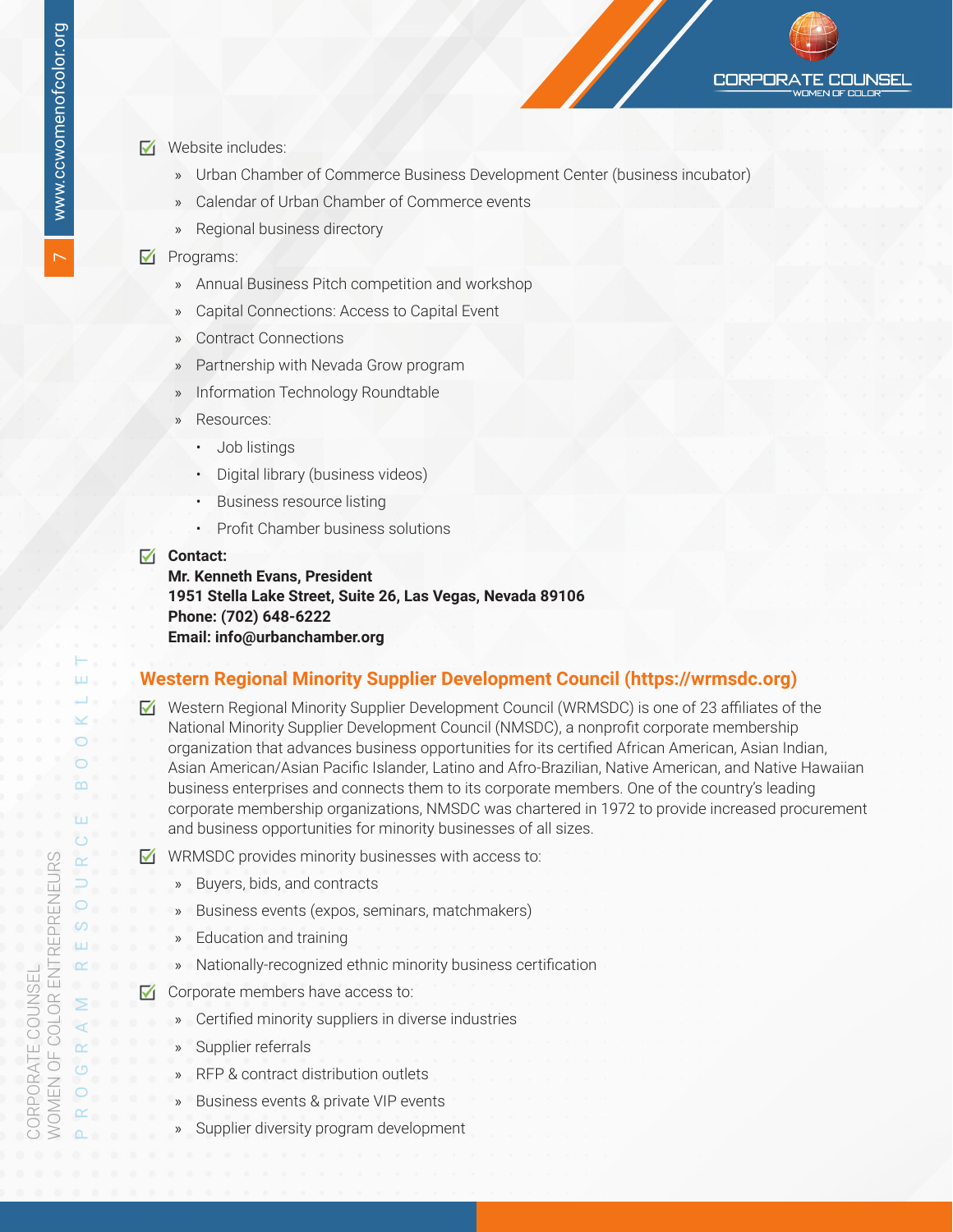- Website includes:
  - Urban Chamber of Commerce Business Development Center (business incubator)
  - Calendar of Urban Chamber of Commerce events
  - Regional business directory
- Programs:
  - Annual Business Pitch competition and workshop
  - Capital Connections: Access to Capital Event
  - Contract Connections
  - Partnership with Nevada Grow program
  - Information Technology Roundtable
  - Resources:
    - Job listings
    - Digital library (business videos)
    - Business resource listing
    - Profit Chamber business solutions
- **Contact:**
  **Mr. Kenneth Evans, President**
  **1951 Stella Lake Street, Suite 26, Las Vegas, Nevada 89106**
  **Phone: (702) 648-6222**
  **Email: info@urbanchamber.org**

## Western Regional Minority Supplier Development Council (https://wrmsdc.org)

- Western Regional Minority Supplier Development Council (WRMSDC) is one of 23 affiliates of the National Minority Supplier Development Council (NMSDC), a nonprofit corporate membership organization that advances business opportunities for its certified African American, Asian Indian, Asian American/Asian Pacific Islander, Latino and Afro-Brazilian, Native American, and Native Hawaiian business enterprises and connects them to its corporate members. One of the country's leading corporate membership organizations, NMSDC was chartered in 1972 to provide increased procurement and business opportunities for minority businesses of all sizes.
- WRMSDC provides minority businesses with access to:
  - Buyers, bids, and contracts
  - Business events (expos, seminars, matchmakers)
  - Education and training
  - Nationally-recognized ethnic minority business certification
- Corporate members have access to:
  - Certified minority suppliers in diverse industries
  - Supplier referrals
  - RFP & contract distribution outlets
  - Business events & private VIP events
  - Supplier diversity program development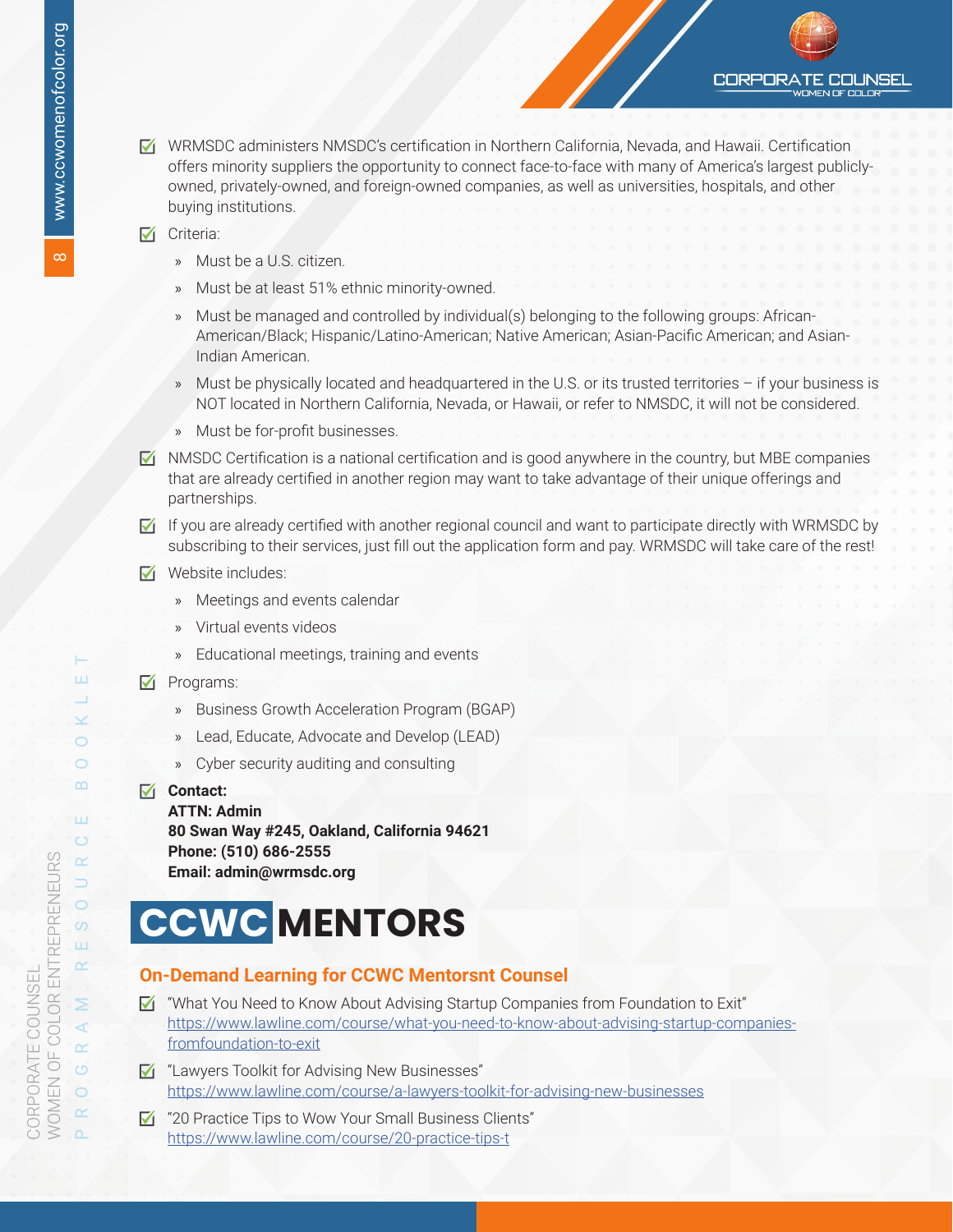- WRMSDC administers NMSDC's certification in Northern California, Nevada, and Hawaii. Certification offers minority suppliers the opportunity to connect face-to-face with many of America's largest publicly-owned, privately-owned, and foreign-owned companies, as well as universities, hospitals, and other buying institutions.
- Criteria:
  - Must be a U.S. citizen.
  - Must be at least 51% ethnic minority-owned.
  - Must be managed and controlled by individual(s) belonging to the following groups: African-American/Black; Hispanic/Latino-American; Native American; Asian-Pacific American; and Asian-Indian American.
  - Must be physically located and headquartered in the U.S. or its trusted territories – if your business is NOT located in Northern California, Nevada, or Hawaii, or refer to NMSDC, it will not be considered.
  - Must be for-profit businesses.
- NMSDC Certification is a national certification and is good anywhere in the country, but MBE companies that are already certified in another region may want to take advantage of their unique offerings and partnerships.
- If you are already certified with another regional council and want to participate directly with WRMSDC by subscribing to their services, just fill out the application form and pay. WRMSDC will take care of the rest!
- Website includes:
  - Meetings and events calendar
  - Virtual events videos
  - Educational meetings, training and events
- Programs:
  - Business Growth Acceleration Program (BGAP)
  - Lead, Educate, Advocate and Develop (LEAD)
  - Cyber security auditing and consulting
- **Contact:**
  **ATTN: Admin**
  **80 Swan Way #245, Oakland, California 94621**
  **Phone: (510) 686-2555**
  **Email: admin@wrmsdc.org**

# CCWC MENTORS

## On-Demand Learning for CCWC Mentorsnt Counsel

- "What You Need to Know About Advising Startup Companies from Foundation to Exit"
  https://www.lawline.com/course/what-you-need-to-know-about-advising-startup-companies-fromfoundation-to-exit
- "Lawyers Toolkit for Advising New Businesses"
  https://www.lawline.com/course/a-lawyers-toolkit-for-advising-new-businesses
- "20 Practice Tips to Wow Your Small Business Clients"
  https://www.lawline.com/course/20-practice-tips-t